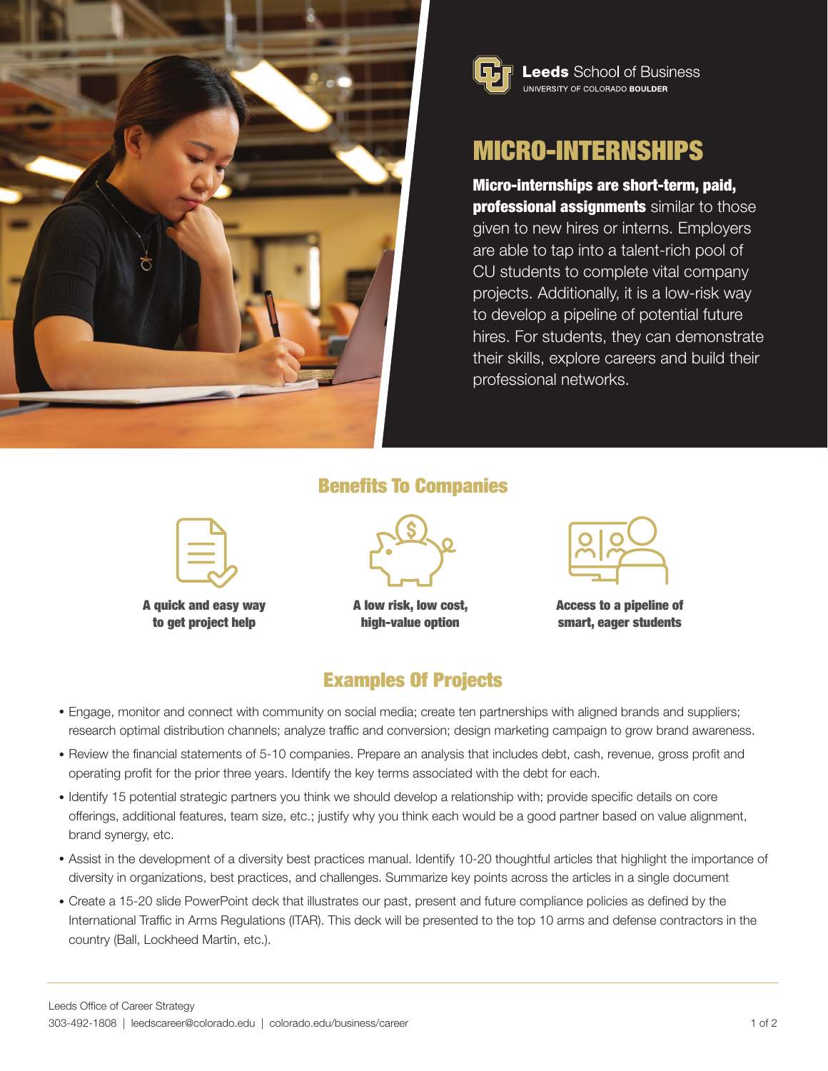**Leeds** School of Business
UNIVERSITY OF COLORADO **BOULDER**

# MICRO-INTERNSHIPS

**Micro-internships are short-term, paid, professional assignments** similar to those given to new hires or interns. Employers are able to tap into a talent-rich pool of CU students to complete vital company projects. Additionally, it is a low-risk way to develop a pipeline of potential future hires. For students, they can demonstrate their skills, explore careers and build their professional networks.

## Benefits To Companies

**A quick and easy way to get project help**

**A low risk, low cost, high-value option**

**Access to a pipeline of smart, eager students**

## Examples Of Projects

- Engage, monitor and connect with community on social media; create ten partnerships with aligned brands and suppliers; research optimal distribution channels; analyze traffic and conversion; design marketing campaign to grow brand awareness.
- Review the financial statements of 5-10 companies. Prepare an analysis that includes debt, cash, revenue, gross profit and operating profit for the prior three years. Identify the key terms associated with the debt for each.
- Identify 15 potential strategic partners you think we should develop a relationship with; provide specific details on core offerings, additional features, team size, etc.; justify why you think each would be a good partner based on value alignment, brand synergy, etc.
- Assist in the development of a diversity best practices manual. Identify 10-20 thoughtful articles that highlight the importance of diversity in organizations, best practices, and challenges. Summarize key points across the articles in a single document
- Create a 15-20 slide PowerPoint deck that illustrates our past, present and future compliance policies as defined by the International Traffic in Arms Regulations (ITAR). This deck will be presented to the top 10 arms and defense contractors in the country (Ball, Lockheed Martin, etc.).

Leeds Office of Career Strategy
303-492-1808 | leedscareer@colorado.edu | colorado.edu/business/career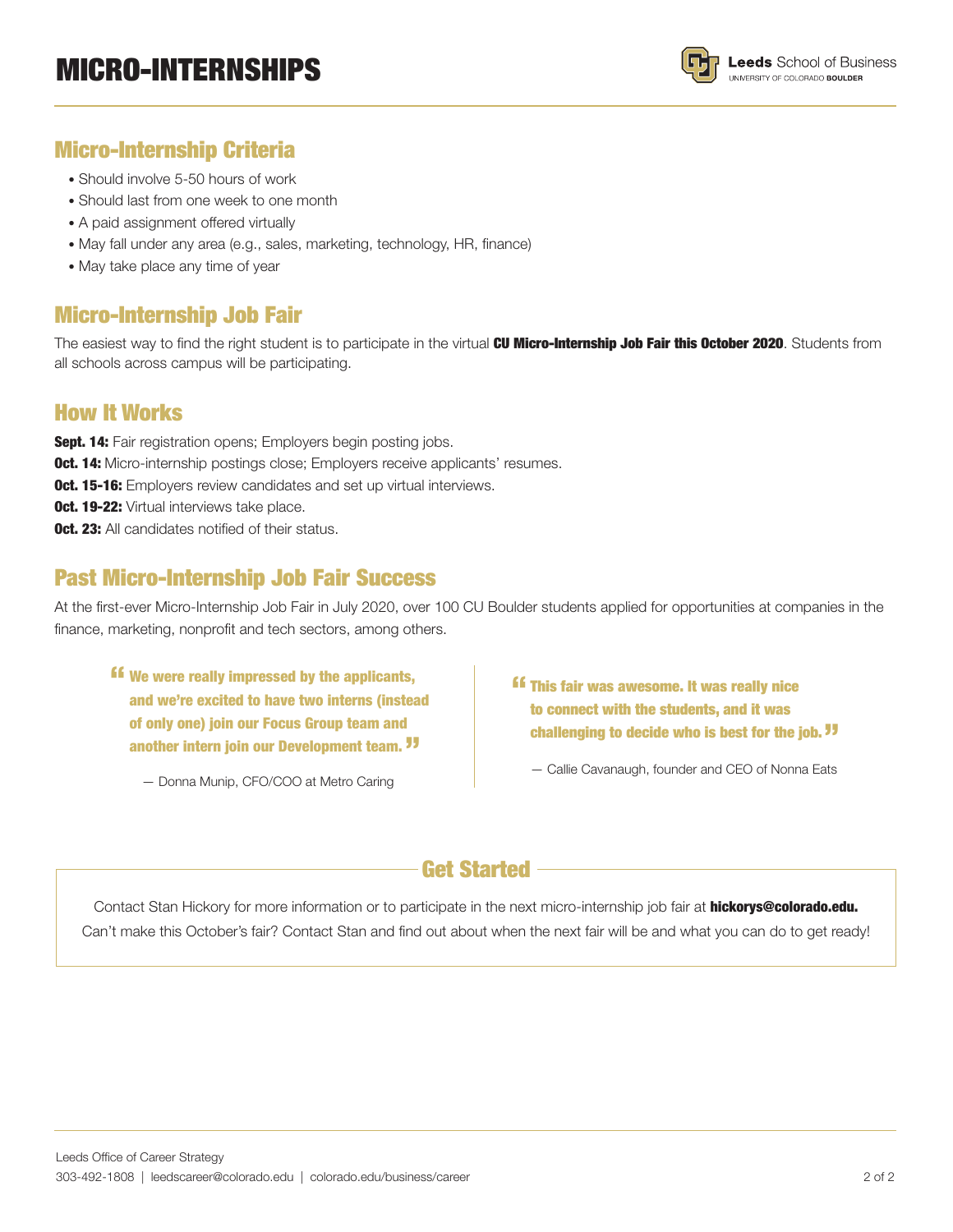# MICRO-INTERNSHIPS

## Micro-Internship Criteria

- Should involve 5-50 hours of work
- Should last from one week to one month
- A paid assignment offered virtually
- May fall under any area (e.g., sales, marketing, technology, HR, finance)
- May take place any time of year

## Micro-Internship Job Fair

The easiest way to find the right student is to participate in the virtual **CU Micro-Internship Job Fair this October 2020**. Students from all schools across campus will be participating.

## How It Works

**Sept. 14:** Fair registration opens; Employers begin posting jobs.
**Oct. 14:** Micro-internship postings close; Employers receive applicants' resumes.
**Oct. 15-16:** Employers review candidates and set up virtual interviews.
**Oct. 19-22:** Virtual interviews take place.
**Oct. 23:** All candidates notified of their status.

## Past Micro-Internship Job Fair Success

At the first-ever Micro-Internship Job Fair in July 2020, over 100 CU Boulder students applied for opportunities at companies in the finance, marketing, nonprofit and tech sectors, among others.

> **"We were really impressed by the applicants, and we're excited to have two interns (instead of only one) join our Focus Group team and another intern join our Development team."**
>
> — Donna Munip, CFO/COO at Metro Caring

> **"This fair was awesome. It was really nice to connect with the students, and it was challenging to decide who is best for the job."**
>
> — Callie Cavanaugh, founder and CEO of Nonna Eats

## Get Started

Contact Stan Hickory for more information or to participate in the next micro-internship job fair at **hickorys@colorado.edu.**
Can't make this October's fair? Contact Stan and find out about when the next fair will be and what you can do to get ready!

Leeds Office of Career Strategy
303-492-1808 | leedscareer@colorado.edu | colorado.edu/business/career